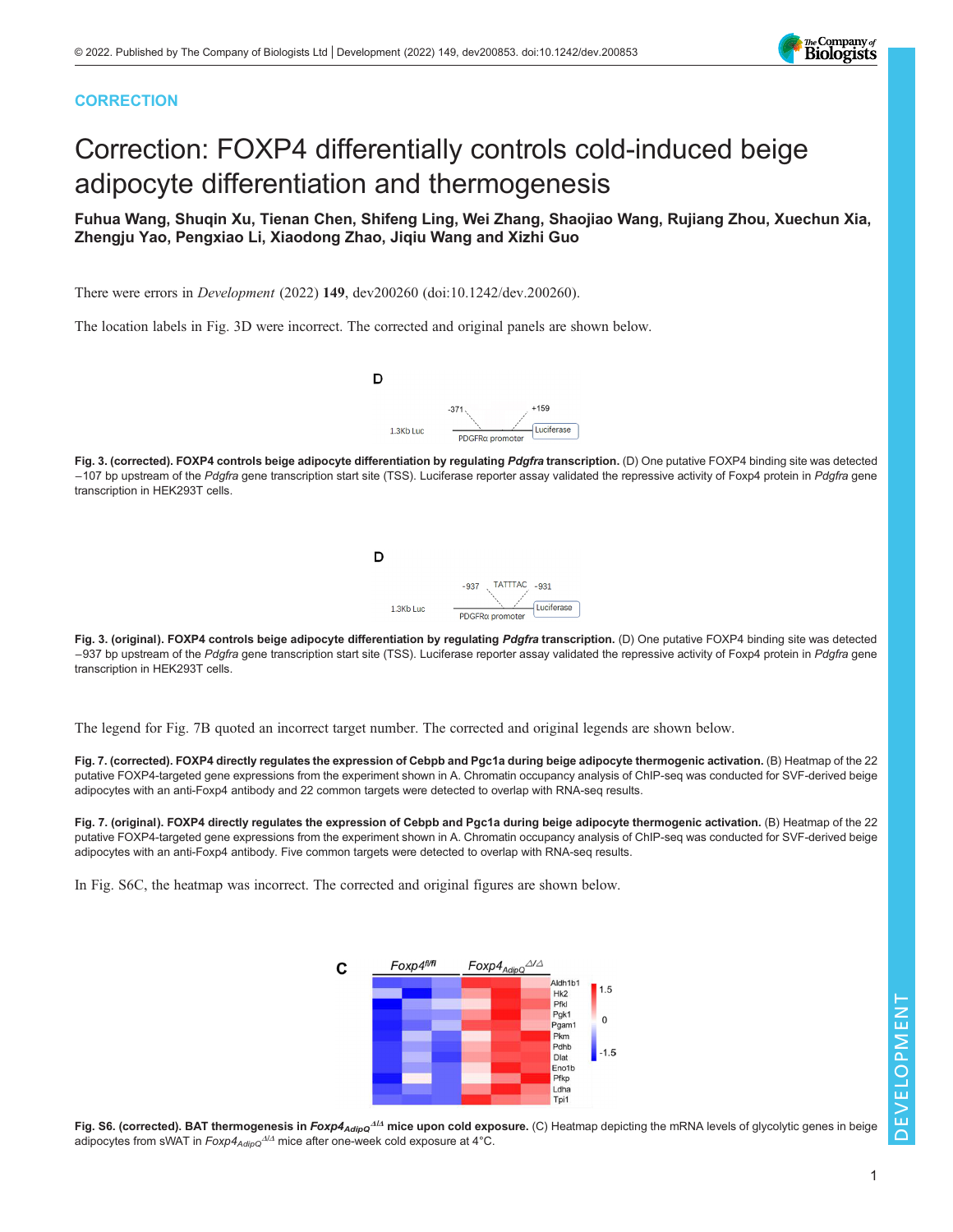CORRECTION

# Correction: FOXP4 differentially controls cold-induced beige adipocyte differentiation and thermogenesis

**Fuhua Wang, Shuqin Xu, Tienan Chen, Shifeng Ling, Wei Zhang, Shaojiao Wang, Rujiang Zhou, Xuechun Xia, Zhengju Yao, Pengxiao Li, Xiaodong Zhao, Jiqiu Wang and Xizhi Guo**

There were errors in *Development* (2022) **149**, dev200260 (doi:10.1242/dev.200260).

The location labels in Fig. 3D were incorrect. The corrected and original panels are shown below.

**Fig. 3. (corrected). FOXP4 controls beige adipocyte differentiation by regulating *Pdgfra* transcription.** (D) One putative FOXP4 binding site was detected −107 bp upstream of the *Pdgfra* gene transcription start site (TSS). Luciferase reporter assay validated the repressive activity of Foxp4 protein in *Pdgfra* gene transcription in HEK293T cells.

**Fig. 3. (original). FOXP4 controls beige adipocyte differentiation by regulating *Pdgfra* transcription.** (D) One putative FOXP4 binding site was detected −937 bp upstream of the *Pdgfra* gene transcription start site (TSS). Luciferase reporter assay validated the repressive activity of Foxp4 protein in *Pdgfra* gene transcription in HEK293T cells.

The legend for Fig. 7B quoted an incorrect target number. The corrected and original legends are shown below.

**Fig. 7. (corrected). FOXP4 directly regulates the expression of Cebpb and Pgc1a during beige adipocyte thermogenic activation.** (B) Heatmap of the 22 putative FOXP4-targeted gene expressions from the experiment shown in A. Chromatin occupancy analysis of ChIP-seq was conducted for SVF-derived beige adipocytes with an anti-Foxp4 antibody and 22 common targets were detected to overlap with RNA-seq results.

**Fig. 7. (original). FOXP4 directly regulates the expression of Cebpb and Pgc1a during beige adipocyte thermogenic activation.** (B) Heatmap of the 22 putative FOXP4-targeted gene expressions from the experiment shown in A. Chromatin occupancy analysis of ChIP-seq was conducted for SVF-derived beige adipocytes with an anti-Foxp4 antibody. Five common targets were detected to overlap with RNA-seq results.

In Fig. S6C, the heatmap was incorrect. The corrected and original figures are shown below.

**Fig. S6. (corrected). BAT thermogenesis in *Foxp4*$_{AdipQ}^{\Delta/\Delta}$ mice upon cold exposure.** (C) Heatmap depicting the mRNA levels of glycolytic genes in beige adipocytes from sWAT in *Foxp4*$_{AdipQ}^{\Delta/\Delta}$ mice after one-week cold exposure at 4°C.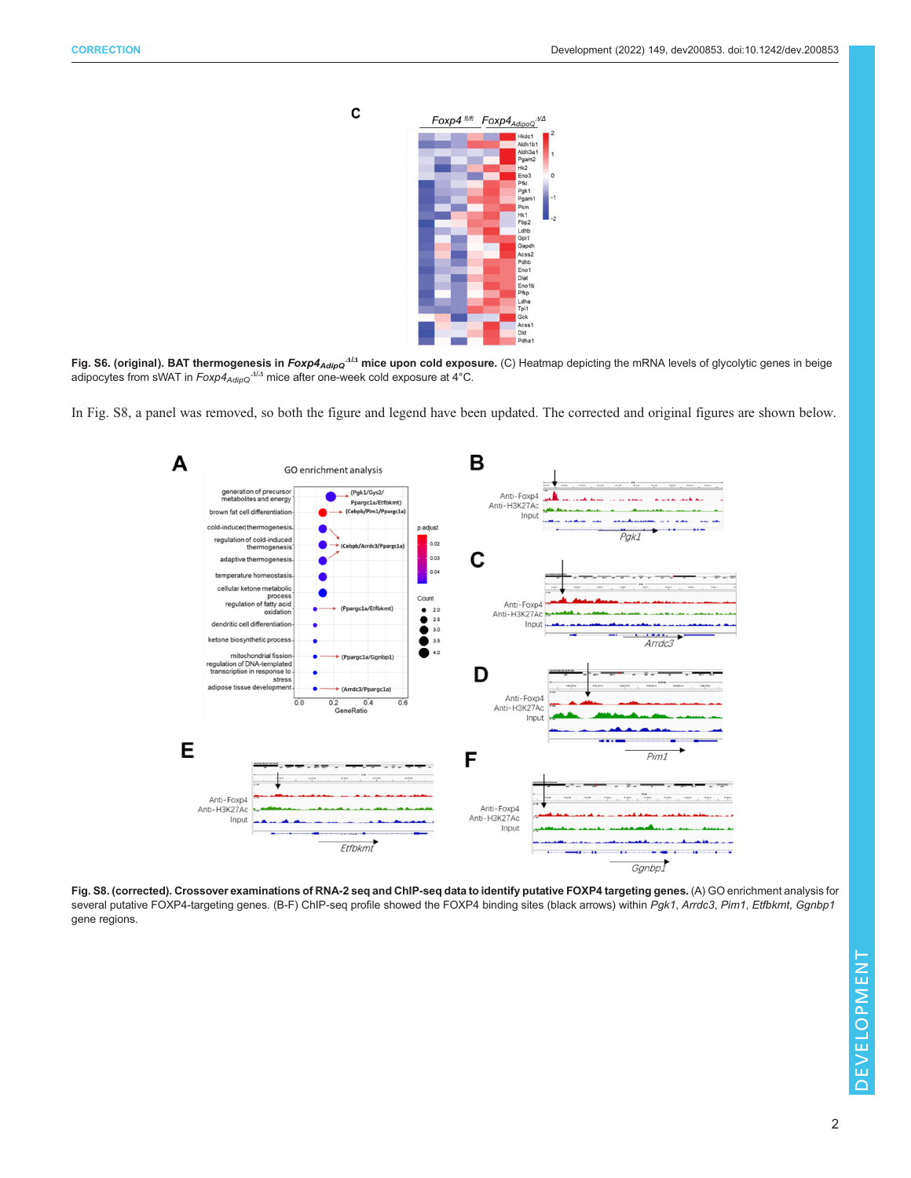**Fig. S6. (original). BAT thermogenesis in *Foxp4*$_{AdipoQ}^{\Delta/\Delta}$ mice upon cold exposure.** (C) Heatmap depicting the mRNA levels of glycolytic genes in beige adipocytes from sWAT in *Foxp4*$_{AdipoQ}^{\Delta/\Delta}$ mice after one-week cold exposure at 4°C.

In Fig. S8, a panel was removed, so both the figure and legend have been updated. The corrected and original figures are shown below.

**Fig. S8. (corrected). Crossover examinations of RNA-2 seq and ChIP-seq data to identify putative FOXP4 targeting genes.** (A) GO enrichment analysis for several putative FOXP4-targeting genes. (B-F) ChIP-seq profile showed the FOXP4 binding sites (black arrows) within *Pgk1*, *Arrdc3*, *Pim1*, *Etfbkmt*, *Ggnbp1* gene regions.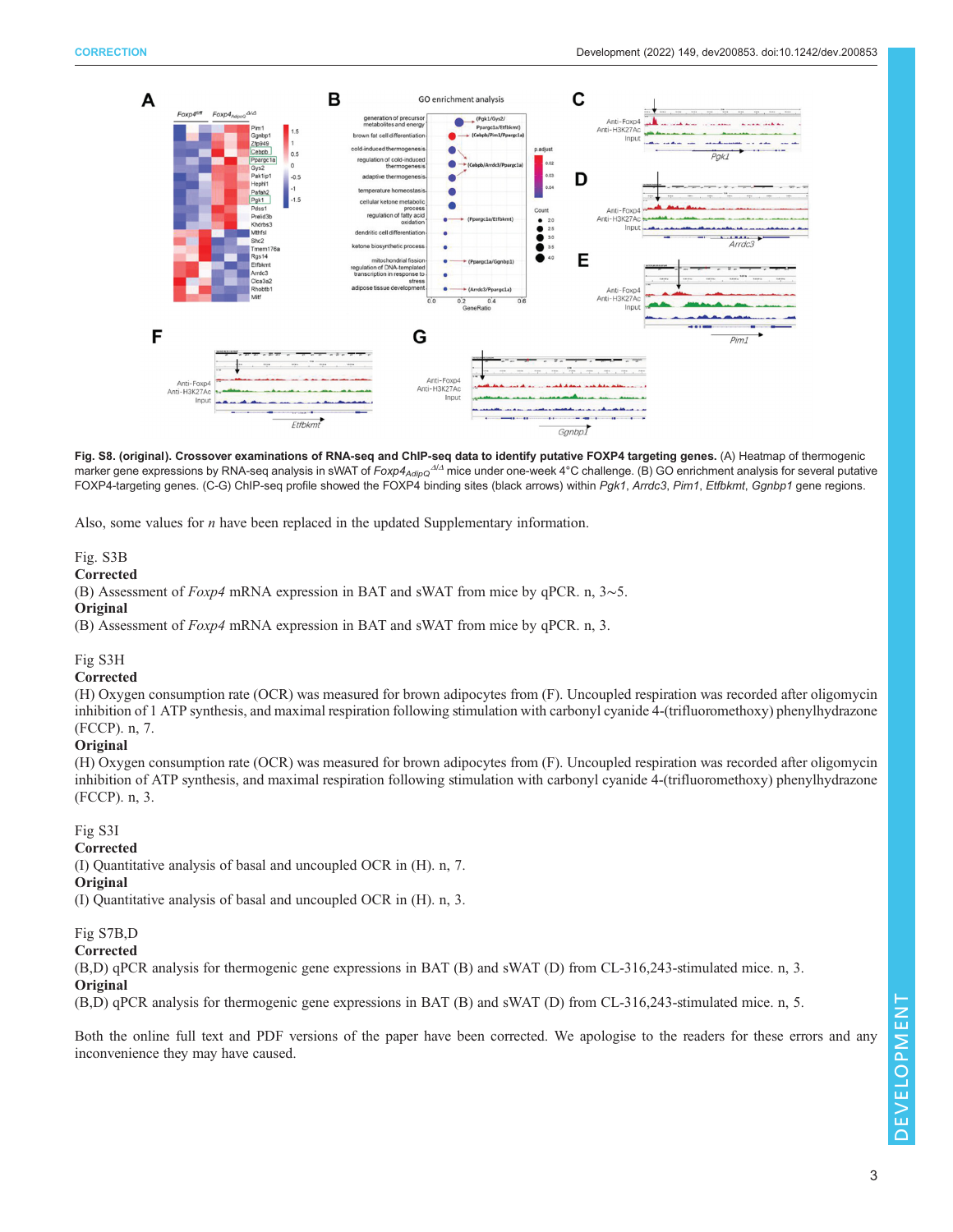A

Foxp4$^{fl/fl}$ Foxp4$_{AdipoQ}^{\Delta/\Delta}$

Pim1
Ggnbp1
Zfp949
Cebpb
Ppargc1a
Gys2
Pak1ip1
Heph1
Pafah2
Pgk1
Pdss1
Prelid3b
Khdrbs3
Mthfsl
Shc2
Tmem176a
Rgs14
Etfbkmt
Arrdc3
Clca3a2
Rhobtb1
Mitf

1.5
1
0.5
0
-0.5
-1
-1.5

B

GO enrichment analysis

generation of precursor metabolites and energy (Pgk1/Gys2/Ppargc1a/Etfbkmt)
brown fat cell differentiation (Cebpb/Pim1/Ppargc1a)
cold-induced thermogenesis
regulation of cold-induced thermogenesis (Cebpb/Arrdc3/Ppargc1a)
adaptive thermogenesis
temperature homeostasis
cellular ketone metabolic process
regulation of fatty acid oxidation (Ppargc1a/Etfbkmt)
dendritic cell differentiation
ketone biosynthetic process
mitochondrial fission (Ppargc1a/Ggnbp1)
regulation of DNA-templated transcription in response to stress
adipose tissue development (Arrdc3/Ppargc1a)

0.0 0.2 0.4 0.6
GeneRatio

p.adjust
0.02
0.03
0.04

Count
2.0
2.5
3.0
3.5
4.0

C

Anti-Foxp4
Anti-H3K27Ac
Input
Pgk1

D

Anti-Foxp4
Anti-H3K27Ac
Input
Arrdc3

E

Anti-Foxp4
Anti-H3K27Ac
Input
Pim1

F

Anti-Foxp4
Anti-H3K27Ac
Input
Etfbkmt

G

Anti-Foxp4
Anti-H3K27Ac
Input
Ggnbp1

**Fig. S8. (original). Crossover examinations of RNA-seq and ChIP-seq data to identify putative FOXP4 targeting genes.** (A) Heatmap of thermogenic marker gene expressions by RNA-seq analysis in sWAT of *Foxp4*$_{AdipQ}^{\Delta/\Delta}$ mice under one-week 4°C challenge. (B) GO enrichment analysis for several putative FOXP4-targeting genes. (C-G) ChIP-seq profile showed the FOXP4 binding sites (black arrows) within *Pgk1*, *Arrdc3*, *Pim1*, *Etfbkmt*, *Ggnbp1* gene regions.

Also, some values for *n* have been replaced in the updated Supplementary information.

Fig. S3B

**Corrected**

(B) Assessment of *Foxp4* mRNA expression in BAT and sWAT from mice by qPCR. n, 3∼5.

**Original**

(B) Assessment of *Foxp4* mRNA expression in BAT and sWAT from mice by qPCR. n, 3.

Fig S3H

**Corrected**

(H) Oxygen consumption rate (OCR) was measured for brown adipocytes from (F). Uncoupled respiration was recorded after oligomycin inhibition of 1 ATP synthesis, and maximal respiration following stimulation with carbonyl cyanide 4-(trifluoromethoxy) phenylhydrazone (FCCP). n, 7.

**Original**

(H) Oxygen consumption rate (OCR) was measured for brown adipocytes from (F). Uncoupled respiration was recorded after oligomycin inhibition of ATP synthesis, and maximal respiration following stimulation with carbonyl cyanide 4-(trifluoromethoxy) phenylhydrazone (FCCP). n, 3.

Fig S3I

**Corrected**

(I) Quantitative analysis of basal and uncoupled OCR in (H). n, 7.

**Original**

(I) Quantitative analysis of basal and uncoupled OCR in (H). n, 3.

Fig S7B,D

**Corrected**

(B,D) qPCR analysis for thermogenic gene expressions in BAT (B) and sWAT (D) from CL-316,243-stimulated mice. n, 3.

**Original**

(B,D) qPCR analysis for thermogenic gene expressions in BAT (B) and sWAT (D) from CL-316,243-stimulated mice. n, 5.

Both the online full text and PDF versions of the paper have been corrected. We apologise to the readers for these errors and any inconvenience they may have caused.